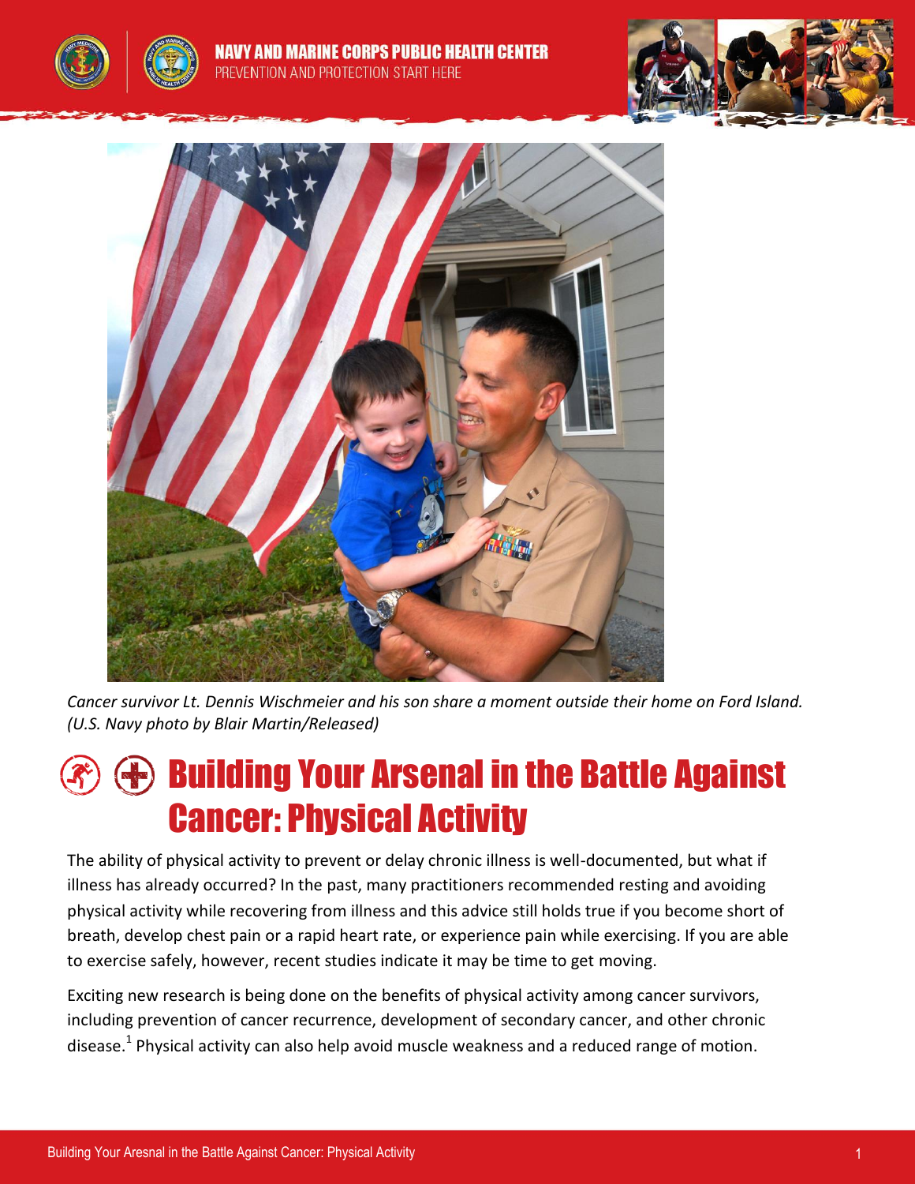*Cancer survivor Lt. Dennis Wischmeier and his son share a moment outside their home on Ford Island. (U.S. Navy photo by Blair Martin/Released)*

# Building Your Arsenal in the Battle Against Cancer: Physical Activity

The ability of physical activity to prevent or delay chronic illness is well-documented, but what if illness has already occurred? In the past, many practitioners recommended resting and avoiding physical activity while recovering from illness and this advice still holds true if you become short of breath, develop chest pain or a rapid heart rate, or experience pain while exercising. If you are able to exercise safely, however, recent studies indicate it may be time to get moving.

Exciting new research is being done on the benefits of physical activity among cancer survivors, including prevention of cancer recurrence, development of secondary cancer, and other chronic disease.[1] Physical activity can also help avoid muscle weakness and a reduced range of motion.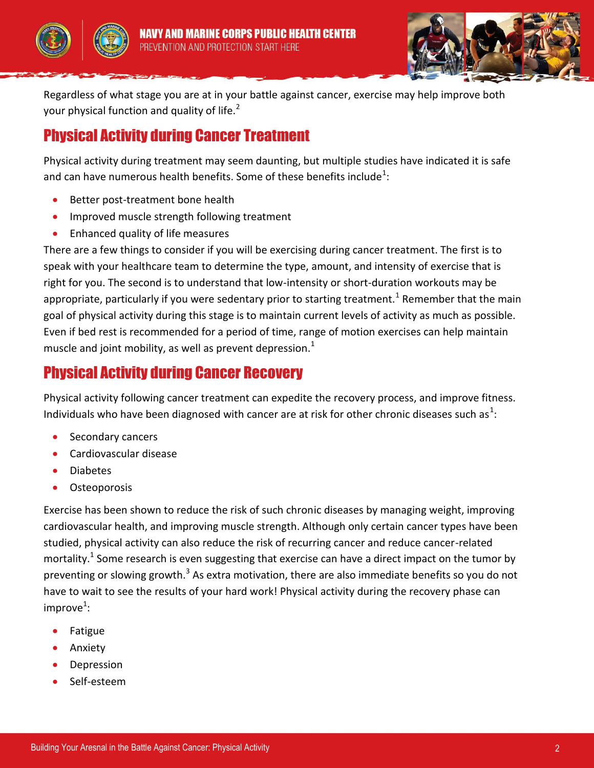Regardless of what stage you are at in your battle against cancer, exercise may help improve both your physical function and quality of life.[2]

## Physical Activity during Cancer Treatment

Physical activity during treatment may seem daunting, but multiple studies have indicated it is safe and can have numerous health benefits. Some of these benefits include[1]:

- Better post-treatment bone health
- Improved muscle strength following treatment
- Enhanced quality of life measures

There are a few things to consider if you will be exercising during cancer treatment. The first is to speak with your healthcare team to determine the type, amount, and intensity of exercise that is right for you. The second is to understand that low-intensity or short-duration workouts may be appropriate, particularly if you were sedentary prior to starting treatment.[1] Remember that the main goal of physical activity during this stage is to maintain current levels of activity as much as possible. Even if bed rest is recommended for a period of time, range of motion exercises can help maintain muscle and joint mobility, as well as prevent depression.[1]

## Physical Activity during Cancer Recovery

Physical activity following cancer treatment can expedite the recovery process, and improve fitness. Individuals who have been diagnosed with cancer are at risk for other chronic diseases such as[1]:

- Secondary cancers
- Cardiovascular disease
- Diabetes
- Osteoporosis

Exercise has been shown to reduce the risk of such chronic diseases by managing weight, improving cardiovascular health, and improving muscle strength. Although only certain cancer types have been studied, physical activity can also reduce the risk of recurring cancer and reduce cancer-related mortality.[1] Some research is even suggesting that exercise can have a direct impact on the tumor by preventing or slowing growth.[3] As extra motivation, there are also immediate benefits so you do not have to wait to see the results of your hard work! Physical activity during the recovery phase can improve[1]:

- Fatigue
- Anxiety
- Depression
- Self-esteem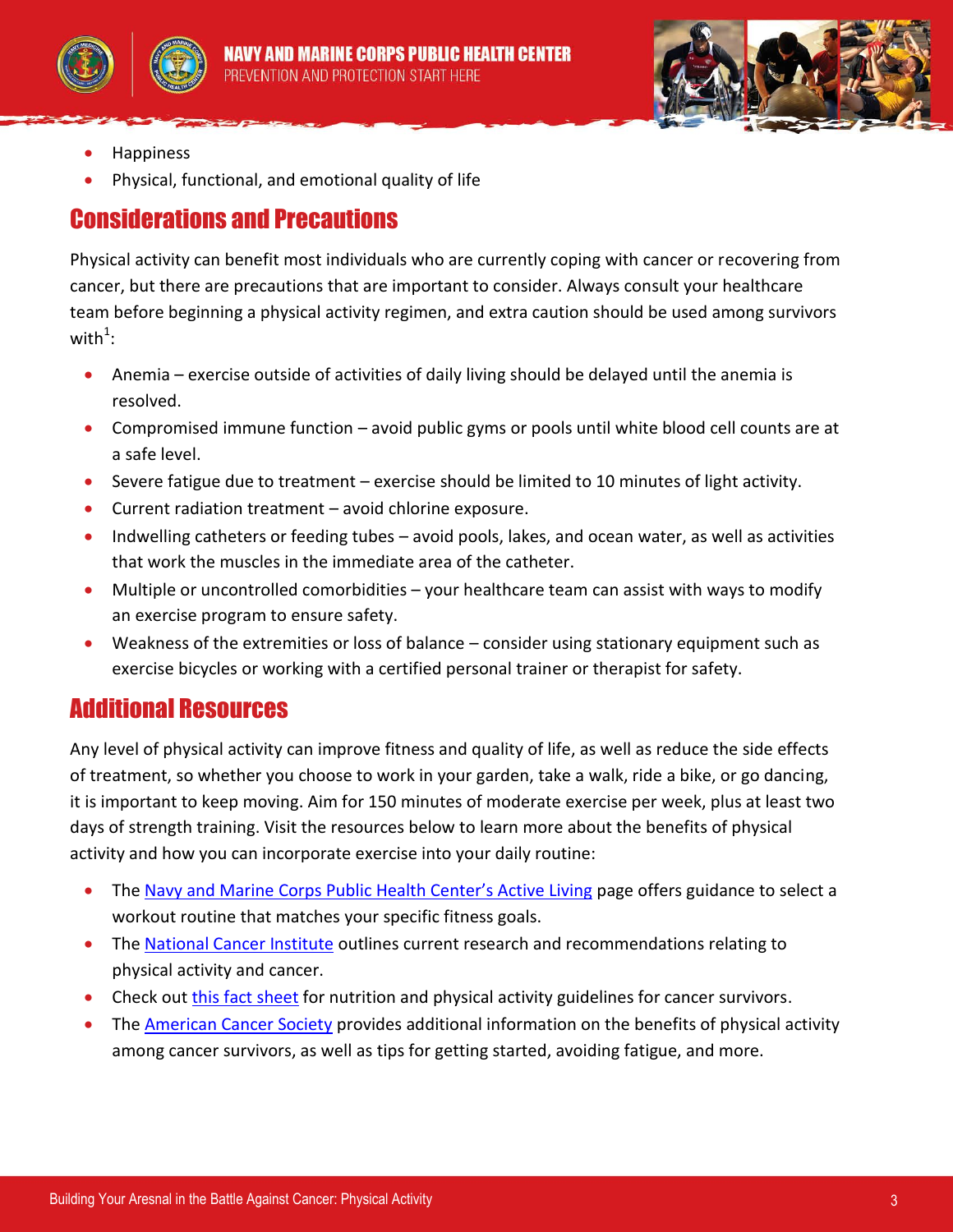- Happiness
- Physical, functional, and emotional quality of life

## Considerations and Precautions

Physical activity can benefit most individuals who are currently coping with cancer or recovering from cancer, but there are precautions that are important to consider. Always consult your healthcare team before beginning a physical activity regimen, and extra caution should be used among survivors with[1]:

- Anemia – exercise outside of activities of daily living should be delayed until the anemia is resolved.
- Compromised immune function – avoid public gyms or pools until white blood cell counts are at a safe level.
- Severe fatigue due to treatment – exercise should be limited to 10 minutes of light activity.
- Current radiation treatment – avoid chlorine exposure.
- Indwelling catheters or feeding tubes – avoid pools, lakes, and ocean water, as well as activities that work the muscles in the immediate area of the catheter.
- Multiple or uncontrolled comorbidities – your healthcare team can assist with ways to modify an exercise program to ensure safety.
- Weakness of the extremities or loss of balance – consider using stationary equipment such as exercise bicycles or working with a certified personal trainer or therapist for safety.

## Additional Resources

Any level of physical activity can improve fitness and quality of life, as well as reduce the side effects of treatment, so whether you choose to work in your garden, take a walk, ride a bike, or go dancing, it is important to keep moving. Aim for 150 minutes of moderate exercise per week, plus at least two days of strength training. Visit the resources below to learn more about the benefits of physical activity and how you can incorporate exercise into your daily routine:

- The Navy and Marine Corps Public Health Center's Active Living page offers guidance to select a workout routine that matches your specific fitness goals.
- The National Cancer Institute outlines current research and recommendations relating to physical activity and cancer.
- Check out this fact sheet for nutrition and physical activity guidelines for cancer survivors.
- The American Cancer Society provides additional information on the benefits of physical activity among cancer survivors, as well as tips for getting started, avoiding fatigue, and more.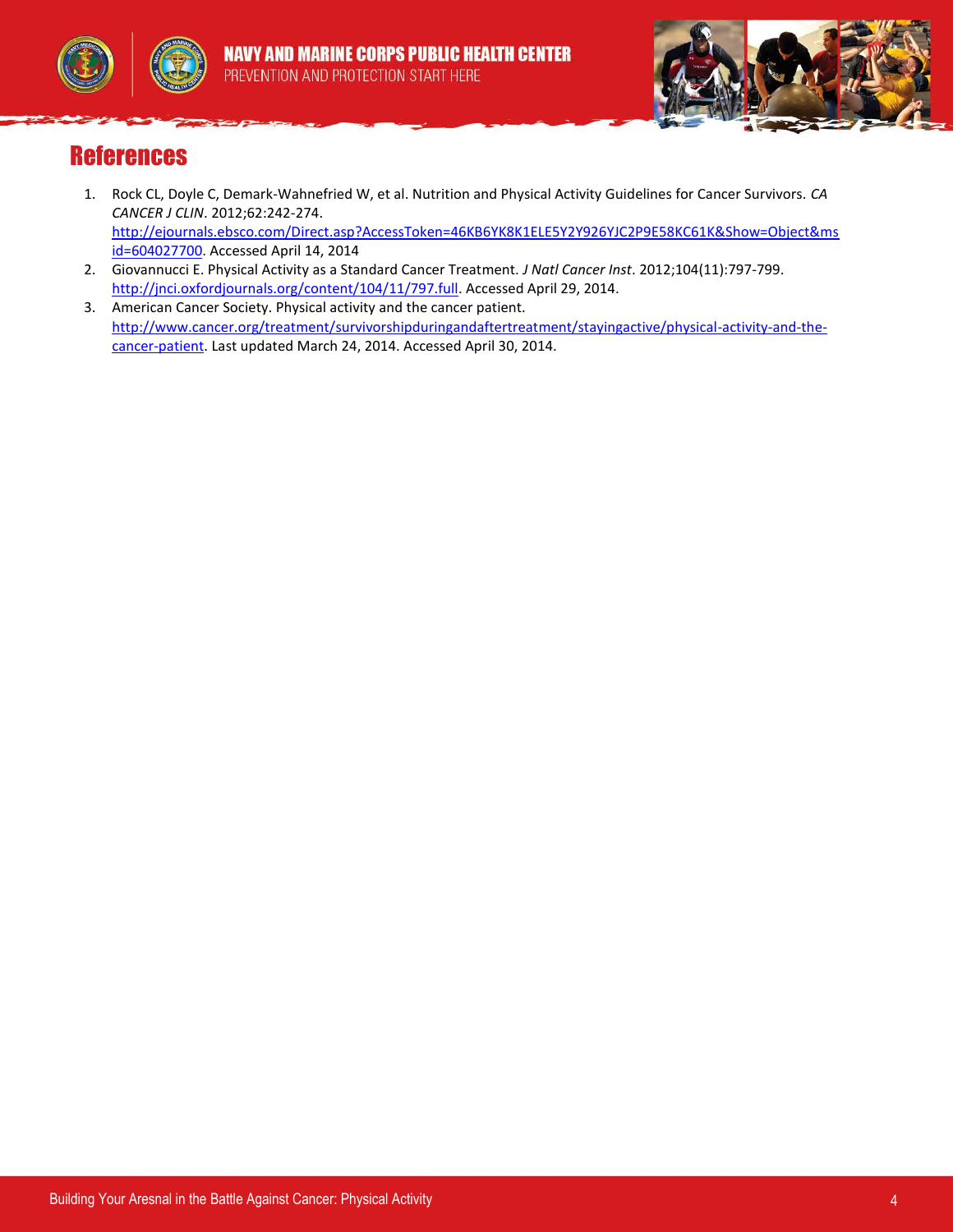## References

1. Rock CL, Doyle C, Demark-Wahnefried W, et al. Nutrition and Physical Activity Guidelines for Cancer Survivors. *CA CANCER J CLIN*. 2012;62:242-274. http://ejournals.ebsco.com/Direct.asp?AccessToken=46KB6YK8K1ELE5Y2Y926YJC2P9E58KC61K&Show=Object&msid=604027700. Accessed April 14, 2014
2. Giovannucci E. Physical Activity as a Standard Cancer Treatment. *J Natl Cancer Inst*. 2012;104(11):797-799. http://jnci.oxfordjournals.org/content/104/11/797.full. Accessed April 29, 2014.
3. American Cancer Society. Physical activity and the cancer patient. http://www.cancer.org/treatment/survivorshipduringandaftertreatment/stayingactive/physical-activity-and-the-cancer-patient. Last updated March 24, 2014. Accessed April 30, 2014.